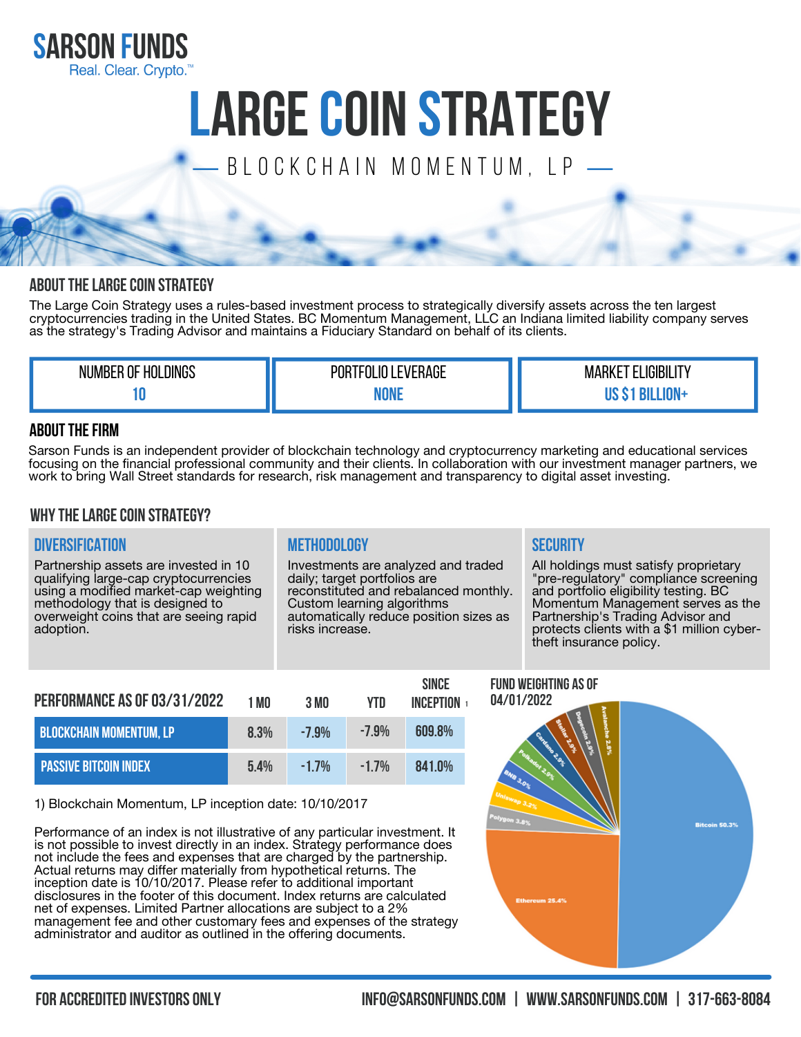SARSON FUNDS

Real. Clear. Crypto.™

# LARGE COIN STRATEGY

— BLOCKCHAIN MOMENTUM, LP —

## ABOUT THE LARGE COIN STRATEGY

The Large Coin Strategy uses a rules-based investment process to strategically diversify assets across the ten largest cryptocurrencies trading in the United States. BC Momentum Management, LLC an Indiana limited liability company serves as the strategy's Trading Advisor and maintains a Fiduciary Standard on behalf of its clients.

| NUMBER OF HOLDINGS | PORTFOLIO LEVERAGE | MARKET ELIGIBILITY |
|---|---|---|
| 10 | NONE | US $1 BILLION+ |

## ABOUT THE FIRM

Sarson Funds is an independent provider of blockchain technology and cryptocurrency marketing and educational services focusing on the financial professional community and their clients. In collaboration with our investment manager partners, we work to bring Wall Street standards for research, risk management and transparency to digital asset investing.

## WHY THE LARGE COIN STRATEGY?

### DIVERSIFICATION

Partnership assets are invested in 10 qualifying large-cap cryptocurrencies using a modified market-cap weighting methodology that is designed to overweight coins that are seeing rapid adoption.

### METHODOLOGY

Investments are analyzed and traded daily; target portfolios are reconstituted and rebalanced monthly. Custom learning algorithms automatically reduce position sizes as risks increase.

### SECURITY

All holdings must satisfy proprietary "pre-regulatory" compliance screening and portfolio eligibility testing. BC Momentum Management serves as the Partnership's Trading Advisor and protects clients with a $1 million cyber-theft insurance policy.

| PERFORMANCE AS OF 03/31/2022 | 1 MO | 3 MO | YTD | SINCE INCEPTION [1] |
|---|---|---|---|---|
| BLOCKCHAIN MOMENTUM, LP | 8.3% | -7.9% | -7.9% | 609.8% |
| PASSIVE BITCOIN INDEX | 5.4% | -1.7% | -1.7% | 841.0% |

1) Blockchain Momentum, LP inception date: 10/10/2017

Performance of an index is not illustrative of any particular investment. It is not possible to invest directly in an index. Strategy performance does not include the fees and expenses that are charged by the partnership. Actual returns may differ materially from hypothetical returns. The inception date is 10/10/2017. Please refer to additional important disclosures in the footer of this document. Index returns are calculated net of expenses. Limited Partner allocations are subject to a 2% management fee and other customary fees and expenses of the strategy administrator and auditor as outlined in the offering documents.

### FUND WEIGHTING AS OF 04/01/2022

| Coin | Weight |
|---|---|
| Bitcoin | 50.3% |
| Ethereum | 25.4% |
| Polygon | 3.8% |
| Uniswap | 3.2% |
| BNB | 3.0% |
| Polkadot | 2.9% |
| Cardano | 2.9% |
| Stellar | 2.9% |
| Dogecoin | 2.9% |
| Avalanche | 2.8% |

FOR ACCREDITED INVESTORS ONLY

INFO@SARSONFUNDS.COM | WWW.SARSONFUNDS.COM | 317-663-8084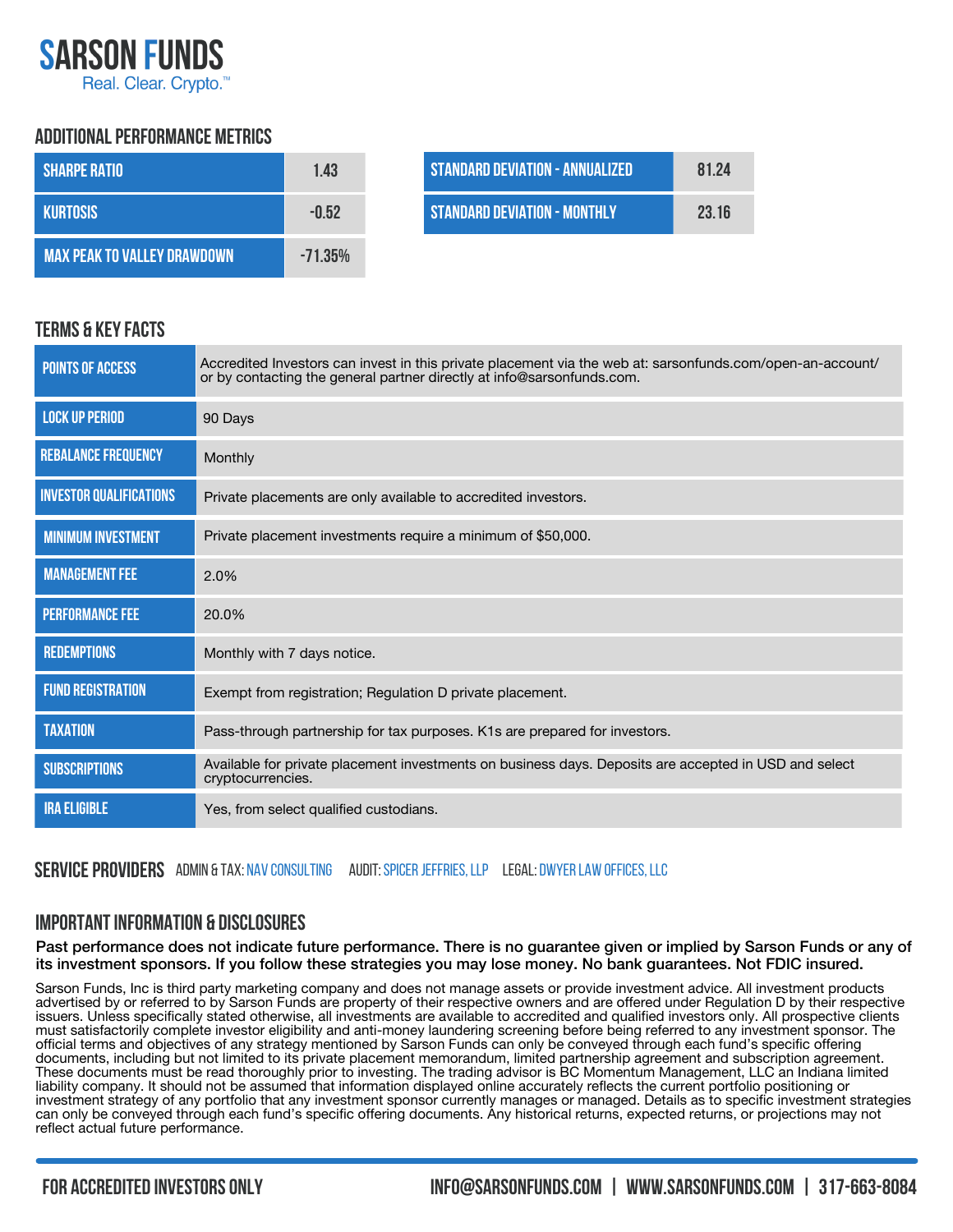# SARSON FUNDS

Real. Clear. Crypto.™

## ADDITIONAL PERFORMANCE METRICS

| | |
|---|---|
| SHARPE RATIO | 1.43 |
| KURTOSIS | -0.52 |
| MAX PEAK TO VALLEY DRAWDOWN | -71.35% |

| | |
|---|---|
| STANDARD DEVIATION - ANNUALIZED | 81.24 |
| STANDARD DEVIATION - MONTHLY | 23.16 |

## TERMS & KEY FACTS

| | |
|---|---|
| POINTS OF ACCESS | Accredited Investors can invest in this private placement via the web at: sarsonfunds.com/open-an-account/ or by contacting the general partner directly at info@sarsonfunds.com. |
| LOCK UP PERIOD | 90 Days |
| REBALANCE FREQUENCY | Monthly |
| INVESTOR QUALIFICATIONS | Private placements are only available to accredited investors. |
| MINIMUM INVESTMENT | Private placement investments require a minimum of $50,000. |
| MANAGEMENT FEE | 2.0% |
| PERFORMANCE FEE | 20.0% |
| REDEMPTIONS | Monthly with 7 days notice. |
| FUND REGISTRATION | Exempt from registration; Regulation D private placement. |
| TAXATION | Pass-through partnership for tax purposes. K1s are prepared for investors. |
| SUBSCRIPTIONS | Available for private placement investments on business days. Deposits are accepted in USD and select cryptocurrencies. |
| IRA ELIGIBLE | Yes, from select qualified custodians. |

## SERVICE PROVIDERS

ADMIN & TAX: NAV CONSULTING    AUDIT: SPICER JEFFRIES, LLP    LEGAL: DWYER LAW OFFICES, LLC

## IMPORTANT INFORMATION & DISCLOSURES

**Past performance does not indicate future performance. There is no guarantee given or implied by Sarson Funds or any of its investment sponsors. If you follow these strategies you may lose money. No bank guarantees. Not FDIC insured.**

Sarson Funds, Inc is third party marketing company and does not manage assets or provide investment advice. All investment products advertised by or referred to by Sarson Funds are property of their respective owners and are offered under Regulation D by their respective issuers. Unless specifically stated otherwise, all investments are available to accredited and qualified investors only. All prospective clients must satisfactorily complete investor eligibility and anti-money laundering screening before being referred to any investment sponsor. The official terms and objectives of any strategy mentioned by Sarson Funds can only be conveyed through each fund's specific offering documents, including but not limited to its private placement memorandum, limited partnership agreement and subscription agreement. These documents must be read thoroughly prior to investing. The trading advisor is BC Momentum Management, LLC an Indiana limited liability company. It should not be assumed that information displayed online accurately reflects the current portfolio positioning or investment strategy of any portfolio that any investment sponsor currently manages or managed. Details as to specific investment strategies can only be conveyed through each fund's specific offering documents. Any historical returns, expected returns, or projections may not reflect actual future performance.

FOR ACCREDITED INVESTORS ONLY    INFO@SARSONFUNDS.COM | WWW.SARSONFUNDS.COM | 317-663-8084